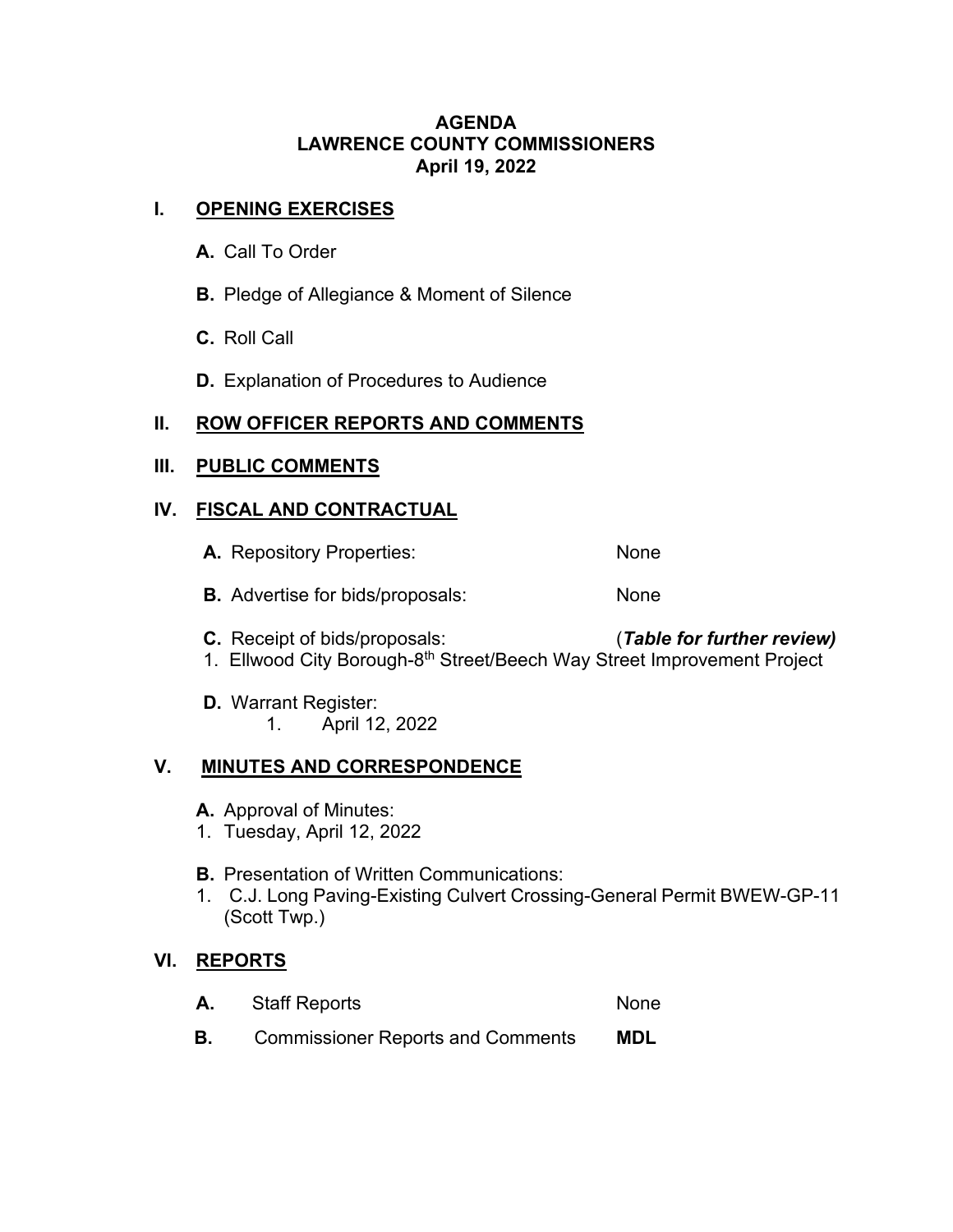**AGENDA**
**LAWRENCE COUNTY COMMISSIONERS**
**April 19, 2022**

## I. OPENING EXERCISES

**A.** Call To Order

**B.** Pledge of Allegiance & Moment of Silence

**C.** Roll Call

**D.** Explanation of Procedures to Audience

## II. ROW OFFICER REPORTS AND COMMENTS

## III. PUBLIC COMMENTS

## IV. FISCAL AND CONTRACTUAL

**A.** Repository Properties: None

**B.** Advertise for bids/proposals: None

**C.** Receipt of bids/proposals: (***Table for further review)***

1. Ellwood City Borough-8th Street/Beech Way Street Improvement Project

**D.** Warrant Register:

1. April 12, 2022

## V. MINUTES AND CORRESPONDENCE

**A.** Approval of Minutes:

1. Tuesday, April 12, 2022

**B.** Presentation of Written Communications:

1. C.J. Long Paving-Existing Culvert Crossing-General Permit BWEW-GP-11 (Scott Twp.)

## VI. REPORTS

**A.** Staff Reports None

**B.** Commissioner Reports and Comments **MDL**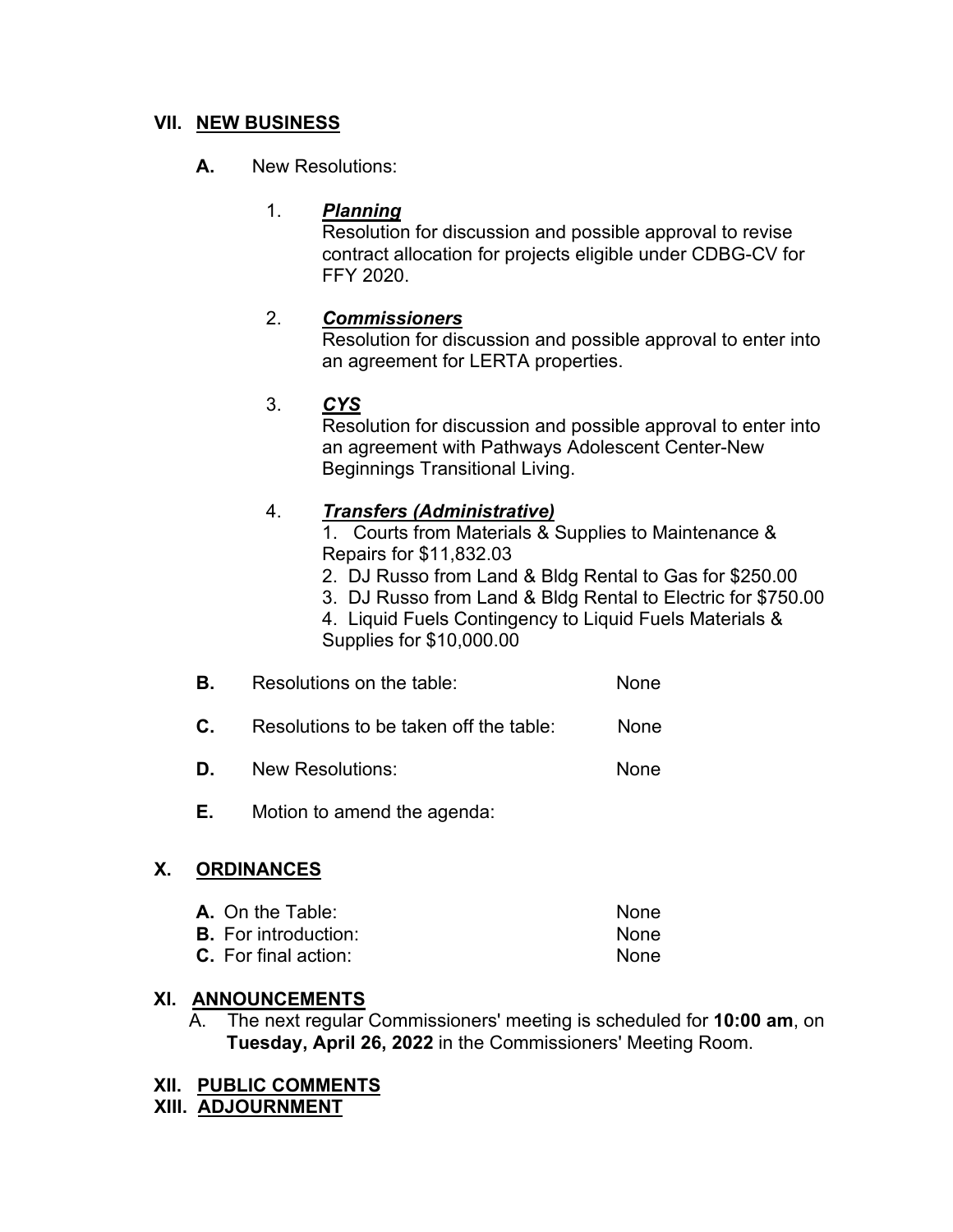## VII. NEW BUSINESS

**A.** New Resolutions:

1. ***Planning***
   Resolution for discussion and possible approval to revise contract allocation for projects eligible under CDBG-CV for FFY 2020.

2. ***Commissioners***
   Resolution for discussion and possible approval to enter into an agreement for LERTA properties.

3. ***CYS***
   Resolution for discussion and possible approval to enter into an agreement with Pathways Adolescent Center-New Beginnings Transitional Living.

4. ***Transfers (Administrative)***
   1. Courts from Materials & Supplies to Maintenance & Repairs for $11,832.03
   2. DJ Russo from Land & Bldg Rental to Gas for $250.00
   3. DJ Russo from Land & Bldg Rental to Electric for $750.00
   4. Liquid Fuels Contingency to Liquid Fuels Materials & Supplies for $10,000.00

**B.** Resolutions on the table: None

**C.** Resolutions to be taken off the table: None

**D.** New Resolutions: None

**E.** Motion to amend the agenda:

## X. ORDINANCES

**A.** On the Table: None
**B.** For introduction: None
**C.** For final action: None

## XI. ANNOUNCEMENTS

A. The next regular Commissioners' meeting is scheduled for **10:00 am**, on **Tuesday, April 26, 2022** in the Commissioners' Meeting Room.

## XII. PUBLIC COMMENTS

## XIII. ADJOURNMENT